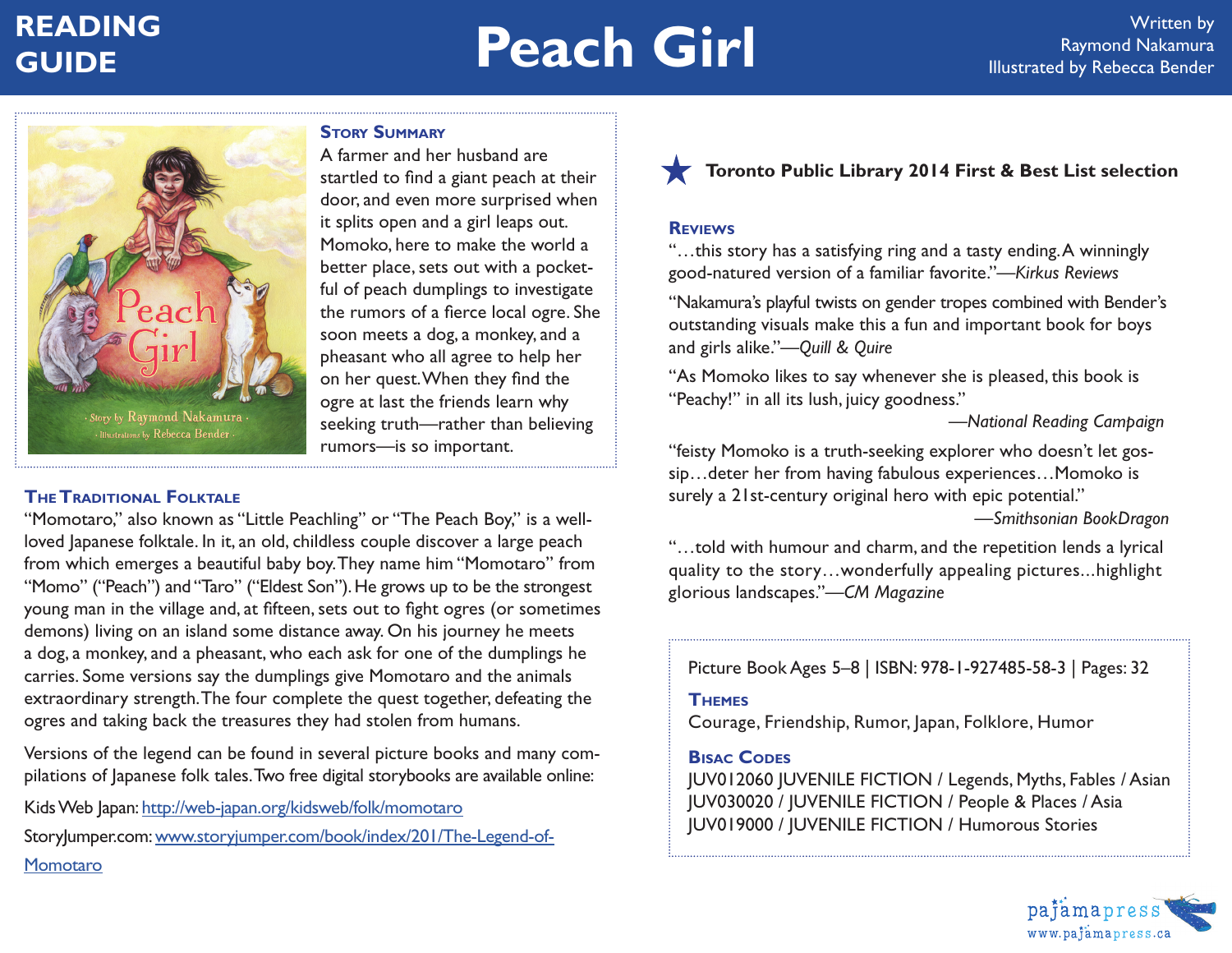# READING GUIDE

# Peach Girl

Written by Raymond Nakamura
Illustrated by Rebecca Bender

## Story Summary

A farmer and her husband are startled to find a giant peach at their door, and even more surprised when it splits open and a girl leaps out. Momoko, here to make the world a better place, sets out with a pocket-ful of peach dumplings to investigate the rumors of a fierce local ogre. She soon meets a dog, a monkey, and a pheasant who all agree to help her on her quest. When they find the ogre at last the friends learn why seeking truth—rather than believing rumors—is so important.

## The Traditional Folktale

"Momotaro," also known as "Little Peachling" or "The Peach Boy," is a well-loved Japanese folktale. In it, an old, childless couple discover a large peach from which emerges a beautiful baby boy. They name him "Momotaro" from "Momo" ("Peach") and "Taro" ("Eldest Son"). He grows up to be the strongest young man in the village and, at fifteen, sets out to fight ogres (or sometimes demons) living on an island some distance away. On his journey he meets a dog, a monkey, and a pheasant, who each ask for one of the dumplings he carries. Some versions say the dumplings give Momotaro and the animals extraordinary strength. The four complete the quest together, defeating the ogres and taking back the treasures they had stolen from humans.

Versions of the legend can be found in several picture books and many compilations of Japanese folk tales. Two free digital storybooks are available online:

Kids Web Japan: [http://web-japan.org/kidsweb/folk/momotaro](http://web-japan.org/kidsweb/folk/momotaro)

StoryJumper.com: [www.storyjumper.com/book/index/201/The-Legend-of-Momotaro](www.storyjumper.com/book/index/201/The-Legend-of-Momotaro)

★ **Toronto Public Library 2014 First & Best List selection**

## Reviews

"…this story has a satisfying ring and a tasty ending. A winningly good-natured version of a familiar favorite."—*Kirkus Reviews*

"Nakamura's playful twists on gender tropes combined with Bender's outstanding visuals make this a fun and important book for boys and girls alike."—*Quill & Quire*

"As Momoko likes to say whenever she is pleased, this book is "Peachy!" in all its lush, juicy goodness."
—*National Reading Campaign*

"feisty Momoko is a truth-seeking explorer who doesn't let gossip…deter her from having fabulous experiences…Momoko is surely a 21st-century original hero with epic potential."
—*Smithsonian BookDragon*

"…told with humour and charm, and the repetition lends a lyrical quality to the story…wonderfully appealing pictures…highlight glorious landscapes."—*CM Magazine*

Picture Book Ages 5–8 | ISBN: 978-1-927485-58-3 | Pages: 32

## Themes

Courage, Friendship, Rumor, Japan, Folklore, Humor

## Bisac Codes

JUV012060 JUVENILE FICTION / Legends, Myths, Fables / Asian
JUV030020 / JUVENILE FICTION / People & Places / Asia
JUV019000 / JUVENILE FICTION / Humorous Stories

pajamapress
www.pajamapress.ca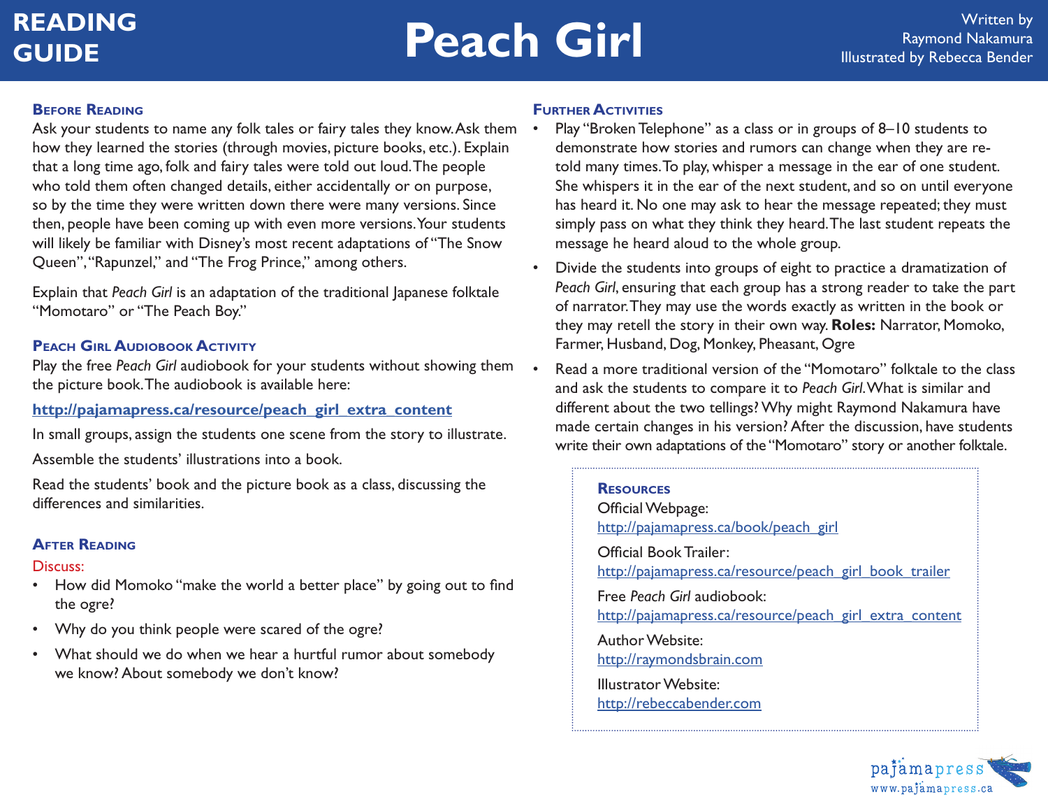# READING GUIDE

# Peach Girl

Written by Raymond Nakamura
Illustrated by Rebecca Bender

## Before Reading

Ask your students to name any folk tales or fairy tales they know. Ask them how they learned the stories (through movies, picture books, etc.). Explain that a long time ago, folk and fairy tales were told out loud. The people who told them often changed details, either accidentally or on purpose, so by the time they were written down there were many versions. Since then, people have been coming up with even more versions. Your students will likely be familiar with Disney's most recent adaptations of "The Snow Queen", "Rapunzel," and "The Frog Prince," among others.

Explain that *Peach Girl* is an adaptation of the traditional Japanese folktale "Momotaro" or "The Peach Boy."

## Peach Girl Audiobook Activity

Play the free *Peach Girl* audiobook for your students without showing them the picture book. The audiobook is available here:

**http://pajamapress.ca/resource/peach_girl_extra_content**

In small groups, assign the students one scene from the story to illustrate.

Assemble the students' illustrations into a book.

Read the students' book and the picture book as a class, discussing the differences and similarities.

## After Reading

Discuss:

- How did Momoko "make the world a better place" by going out to find the ogre?
- Why do you think people were scared of the ogre?
- What should we do when we hear a hurtful rumor about somebody we know? About somebody we don't know?

## Further Activities

- Play "Broken Telephone" as a class or in groups of 8–10 students to demonstrate how stories and rumors can change when they are re-told many times. To play, whisper a message in the ear of one student. She whispers it in the ear of the next student, and so on until everyone has heard it. No one may ask to hear the message repeated; they must simply pass on what they think they heard. The last student repeats the message he heard aloud to the whole group.
- Divide the students into groups of eight to practice a dramatization of *Peach Girl*, ensuring that each group has a strong reader to take the part of narrator. They may use the words exactly as written in the book or they may retell the story in their own way. **Roles:** Narrator, Momoko, Farmer, Husband, Dog, Monkey, Pheasant, Ogre
- Read a more traditional version of the "Momotaro" folktale to the class and ask the students to compare it to *Peach Girl*. What is similar and different about the two tellings? Why might Raymond Nakamura have made certain changes in his version? After the discussion, have students write their own adaptations of the "Momotaro" story or another folktale.

### Resources

Official Webpage:
http://pajamapress.ca/book/peach_girl

Official Book Trailer:
http://pajamapress.ca/resource/peach_girl_book_trailer

Free *Peach Girl* audiobook:
http://pajamapress.ca/resource/peach_girl_extra_content

Author Website:
http://raymondsbrain.com

Illustrator Website:
http://rebeccabender.com

pajamapress
www.pajamapress.ca